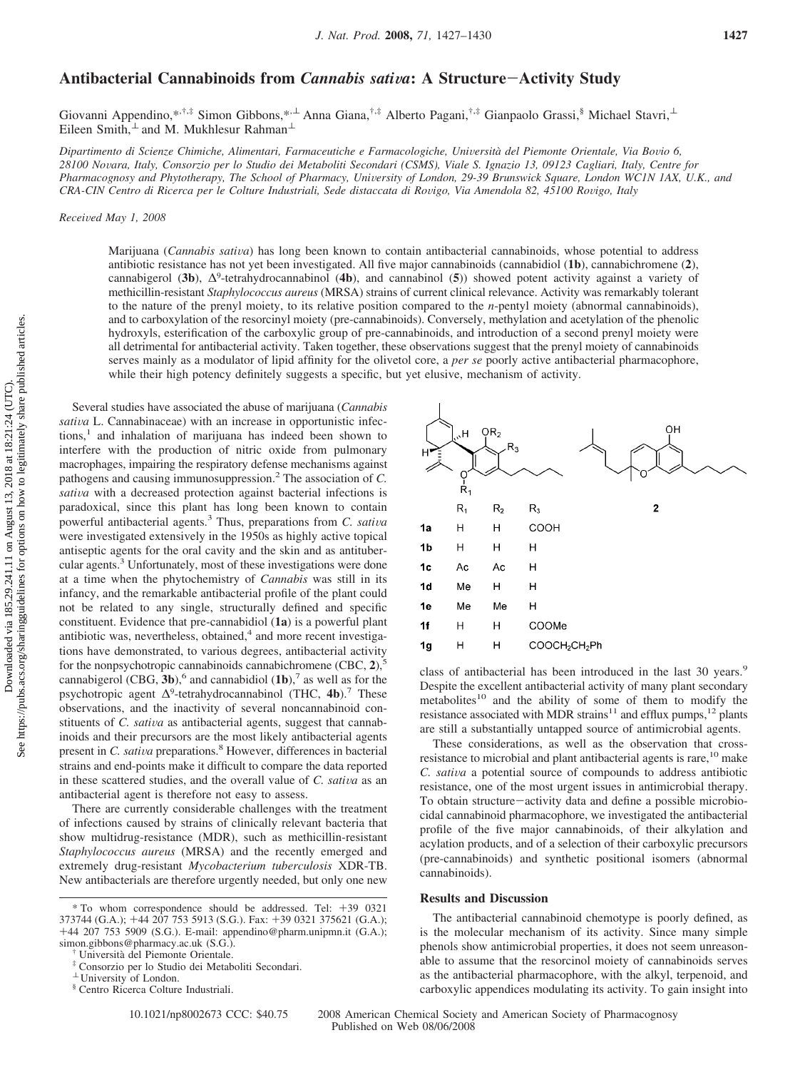# Antibacterial Cannabinoids from *Cannabis sativa*: A Structure–Activity Study

Giovanni Appendino,*[†,‡] Simon Gibbons,*[⊥] Anna Giana,[†,‡] Alberto Pagani,[†,‡] Gianpaolo Grassi,[§] Michael Stavri,[⊥] Eileen Smith,[⊥] and M. Mukhlesur Rahman[⊥]

*Dipartimento di Scienze Chimiche, Alimentari, Farmaceutiche e Farmacologiche, Università del Piemonte Orientale, Via Bovio 6, 28100 Novara, Italy, Consorzio per lo Studio dei Metaboliti Secondari (CSMS), Viale S. Ignazio 13, 09123 Cagliari, Italy, Centre for Pharmacognosy and Phytotherapy, The School of Pharmacy, University of London, 29-39 Brunswick Square, London WC1N 1AX, U.K., and CRA-CIN Centro di Ricerca per le Colture Industriali, Sede distaccata di Rovigo, Via Amendola 82, 45100 Rovigo, Italy*

*Received May 1, 2008*

Marijuana (*Cannabis sativa*) has long been known to contain antibacterial cannabinoids, whose potential to address antibiotic resistance has not yet been investigated. All five major cannabinoids (cannabidiol (**1b**), cannabichromene (**2**), cannabigerol (**3b**), $\Delta^9$-tetrahydrocannabinol (**4b**), and cannabinol (**5**)) showed potent activity against a variety of methicillin-resistant *Staphylococcus aureus* (MRSA) strains of current clinical relevance. Activity was remarkably tolerant to the nature of the prenyl moiety, to its relative position compared to the *n*-pentyl moiety (abnormal cannabinoids), and to carboxylation of the resorcinyl moiety (pre-cannabinoids). Conversely, methylation and acetylation of the phenolic hydroxyls, esterification of the carboxylic group of pre-cannabinoids, and introduction of a second prenyl moiety were all detrimental for antibacterial activity. Taken together, these observations suggest that the prenyl moiety of cannabinoids serves mainly as a modulator of lipid affinity for the olivetol core, a *per se* poorly active antibacterial pharmacophore, while their high potency definitely suggests a specific, but yet elusive, mechanism of activity.

Several studies have associated the abuse of marijuana (*Cannabis sativa* L. Cannabinaceae) with an increase in opportunistic infections,[1] and inhalation of marijuana has indeed been shown to interfere with the production of nitric oxide from pulmonary macrophages, impairing the respiratory defense mechanisms against pathogens and causing immunosuppression.[2] The association of *C. sativa* with a decreased protection against bacterial infections is paradoxical, since this plant has long been known to contain powerful antibacterial agents.[3] Thus, preparations from *C. sativa* were investigated extensively in the 1950s as highly active topical antiseptic agents for the oral cavity and the skin and as antitubercular agents.[3] Unfortunately, most of these investigations were done at a time when the phytochemistry of *Cannabis* was still in its infancy, and the remarkable antibacterial profile of the plant could not be related to any single, structurally defined and specific constituent. Evidence that pre-cannabidiol (**1a**) is a powerful plant antibiotic was, nevertheless, obtained,[4] and more recent investigations have demonstrated, to various degrees, antibacterial activity for the nonpsychotropic cannabinoids cannabichromene (CBC, **2**),[5] cannabigerol (CBG, **3b**),[6] and cannabidiol (**1b**),[7] as well as for the psychotropic agent $\Delta^9$-tetrahydrocannabinol (THC, **4b**).[7] These observations, and the inactivity of several noncannabinoid constituents of *C. sativa* as antibacterial agents, suggest that cannabinoids and their precursors are the most likely antibacterial agents present in *C. sativa* preparations.[8] However, differences in bacterial strains and end-points make it difficult to compare the data reported in these scattered studies, and the overall value of *C. sativa* as an antibacterial agent is therefore not easy to assess.

There are currently considerable challenges with the treatment of infections caused by strains of clinically relevant bacteria that show multidrug-resistance (MDR), such as methicillin-resistant *Staphylococcus aureus* (MRSA) and the recently emerged and extremely drug-resistant *Mycobacterium tuberculosis* XDR-TB. New antibacterials are therefore urgently needed, but only one new

| | $R_1$ | $R_2$ | $R_3$ |
|---|---|---|---|
| **1a** | H | H | COOH |
| **1b** | H | H | H |
| **1c** | Ac | Ac | H |
| **1d** | Me | H | H |
| **1e** | Me | Me | H |
| **1f** | H | H | COOMe |
| **1g** | H | H | $COOCH_2CH_2Ph$ |

class of antibacterial has been introduced in the last 30 years.[9] Despite the excellent antibacterial activity of many plant secondary metabolites[10] and the ability of some of them to modify the resistance associated with MDR strains[11] and efflux pumps,[12] plants are still a substantially untapped source of antimicrobial agents.

These considerations, as well as the observation that cross-resistance to microbial and plant antibacterial agents is rare,[10] make *C. sativa* a potential source of compounds to address antibiotic resistance, one of the most urgent issues in antimicrobial therapy. To obtain structure–activity data and define a possible microbiocidal cannabinoid pharmacophore, we investigated the antibacterial profile of the five major cannabinoids, of their alkylation and acylation products, and of a selection of their carboxylic precursors (pre-cannabinoids) and synthetic positional isomers (abnormal cannabinoids).

## Results and Discussion

The antibacterial cannabinoid chemotype is poorly defined, as is the molecular mechanism of its activity. Since many simple phenols show antimicrobial properties, it does not seem unreasonable to assume that the resorcinol moiety of cannabinoids serves as the antibacterial pharmacophore, with the alkyl, terpenoid, and carboxylic appendices modulating its activity. To gain insight into

\* To whom correspondence should be addressed. Tel: +39 0321 373744 (G.A.); +44 207 753 5913 (S.G.). Fax: +39 0321 375621 (G.A.); +44 207 753 5909 (S.G.). E-mail: appendino@pharm.unipmn.it (G.A.); simon.gibbons@pharmacy.ac.uk (S.G.).

† Università del Piemonte Orientale.

‡ Consorzio per lo Studio dei Metaboliti Secondari.

⊥ University of London.

§ Centro Ricerca Colture Industriali.

10.1021/np8002673 CCC: $40.75 © 2008 American Chemical Society and American Society of Pharmacognosy
Published on Web 08/06/2008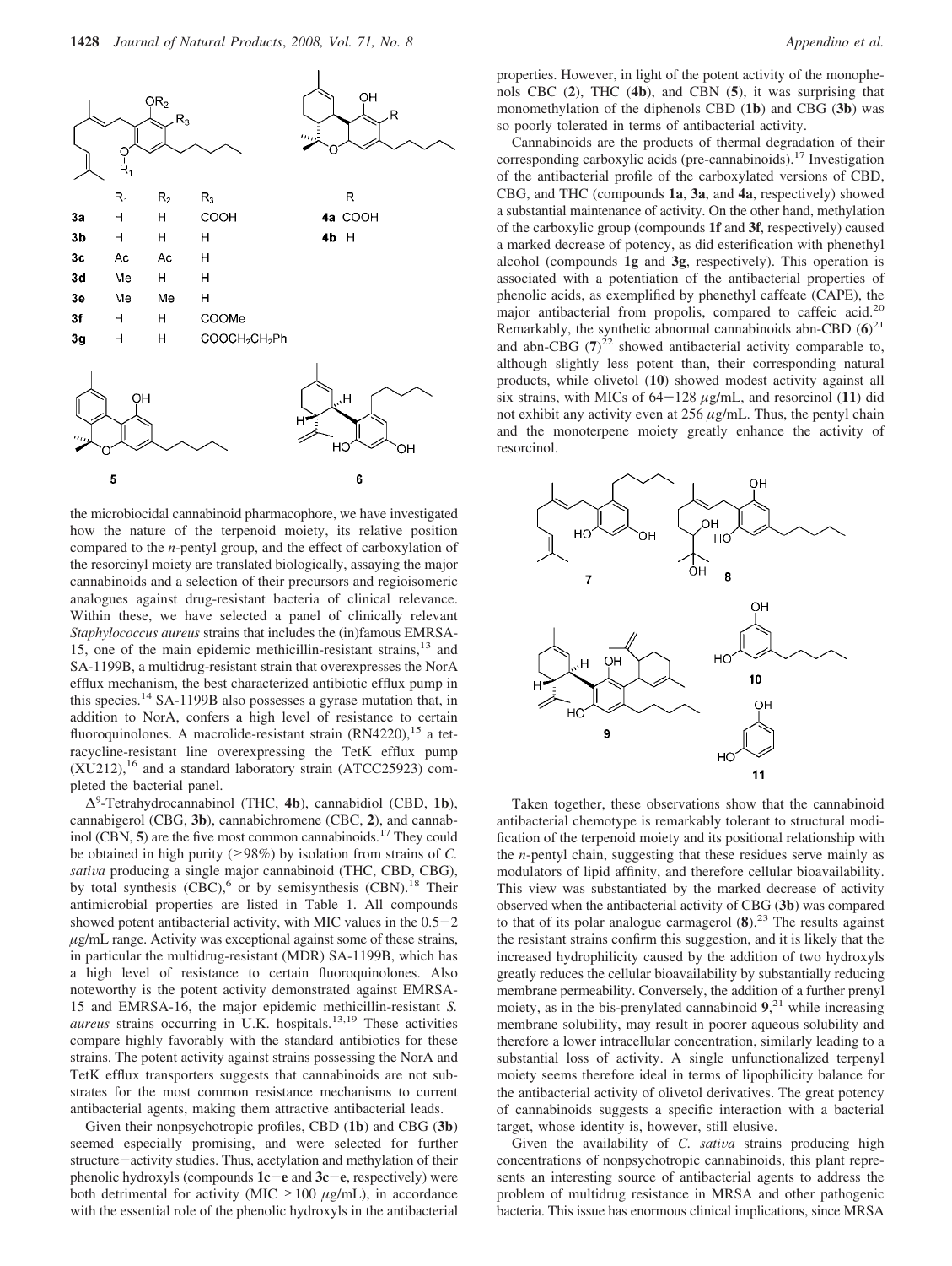|  | $R_1$ | $R_2$ | $R_3$ |
|---|---|---|---|
| **3a** | H | H | COOH |
| **3b** | H | H | H |
| **3c** | Ac | Ac | H |
| **3d** | Me | H | H |
| **3e** | Me | Me | H |
| **3f** | H | H | COOMe |
| **3g** | H | H | $COOCH_2CH_2Ph$ |

|  | R |
|---|---|
| **4a** | COOH |
| **4b** | H |

the microbiocidal cannabinoid pharmacophore, we have investigated how the nature of the terpenoid moiety, its relative position compared to the *n*-pentyl group, and the effect of carboxylation of the resorcinyl moiety are translated biologically, assaying the major cannabinoids and a selection of their precursors and regioisomeric analogues against drug-resistant bacteria of clinical relevance. Within these, we have selected a panel of clinically relevant *Staphylococcus aureus* strains that includes the (in)famous EMRSA-15, one of the main epidemic methicillin-resistant strains,[13] and SA-1199B, a multidrug-resistant strain that overexpresses the NorA efflux mechanism, the best characterized antibiotic efflux pump in this species.[14] SA-1199B also possesses a gyrase mutation that, in addition to NorA, confers a high level of resistance to certain fluoroquinolones. A macrolide-resistant strain (RN4220),[15] a tetracycline-resistant line overexpressing the TetK efflux pump (XU212),[16] and a standard laboratory strain (ATCC25923) completed the bacterial panel.

$\Delta^9$-Tetrahydrocannabinol (THC, **4b**), cannabidiol (CBD, **1b**), cannabigerol (CBG, **3b**), cannabichromene (CBC, **2**), and cannabinol (CBN, **5**) are the five most common cannabinoids.[17] They could be obtained in high purity (>98%) by isolation from strains of *C. sativa* producing a single major cannabinoid (THC, CBD, CBG), by total synthesis (CBC),[6] or by semisynthesis (CBN).[18] Their antimicrobial properties are listed in Table 1. All compounds showed potent antibacterial activity, with MIC values in the 0.5−2 $\mu$g/mL range. Activity was exceptional against some of these strains, in particular the multidrug-resistant (MDR) SA-1199B, which has a high level of resistance to certain fluoroquinolones. Also noteworthy is the potent activity demonstrated against EMRSA-15 and EMRSA-16, the major epidemic methicillin-resistant *S. aureus* strains occurring in U.K. hospitals.[13,19] These activities compare highly favorably with the standard antibiotics for these strains. The potent activity against strains possessing the NorA and TetK efflux transporters suggests that cannabinoids are not substrates for the most common resistance mechanisms to current antibacterial agents, making them attractive antibacterial leads.

Given their nonpsychotropic profiles, CBD (**1b**) and CBG (**3b**) seemed especially promising, and were selected for further structure−activity studies. Thus, acetylation and methylation of their phenolic hydroxyls (compounds **1c−e** and **3c−e**, respectively) were both detrimental for activity (MIC >100 $\mu$g/mL), in accordance with the essential role of the phenolic hydroxyls in the antibacterial properties. However, in light of the potent activity of the monophenols CBC (**2**), THC (**4b**), and CBN (**5**), it was surprising that monomethylation of the diphenols CBD (**1b**) and CBG (**3b**) was so poorly tolerated in terms of antibacterial activity.

Cannabinoids are the products of thermal degradation of their corresponding carboxylic acids (pre-cannabinoids).[17] Investigation of the antibacterial profile of the carboxylated versions of CBD, CBG, and THC (compounds **1a**, **3a**, and **4a**, respectively) showed a substantial maintenance of activity. On the other hand, methylation of the carboxylic group (compounds **1f** and **3f**, respectively) caused a marked decrease of potency, as did esterification with phenethyl alcohol (compounds **1g** and **3g**, respectively). This operation is associated with a potentiation of the antibacterial properties of phenolic acids, as exemplified by phenethyl caffeate (CAPE), the major antibacterial from propolis, compared to caffeic acid.[20] Remarkably, the synthetic abnormal cannabinoids abn-CBD (**6**)[21] and abn-CBG (**7**)[22] showed antibacterial activity comparable to, although slightly less potent than, their corresponding natural products, while olivetol (**10**) showed modest activity against all six strains, with MICs of 64−128 $\mu$g/mL, and resorcinol (**11**) did not exhibit any activity even at 256 $\mu$g/mL. Thus, the pentyl chain and the monoterpene moiety greatly enhance the activity of resorcinol.

Taken together, these observations show that the cannabinoid antibacterial chemotype is remarkably tolerant to structural modification of the terpenoid moiety and its positional relationship with the *n*-pentyl chain, suggesting that these residues serve mainly as modulators of lipid affinity, and therefore cellular bioavailability. This view was substantiated by the marked decrease of activity observed when the antibacterial activity of CBG (**3b**) was compared to that of its polar analogue carmagerol (**8**).[23] The results against the resistant strains confirm this suggestion, and it is likely that the increased hydrophilicity caused by the addition of two hydroxyls greatly reduces the cellular bioavailability by substantially reducing membrane permeability. Conversely, the addition of a further prenyl moiety, as in the bis-prenylated cannabinoid **9**,[21] while increasing membrane solubility, may result in poorer aqueous solubility and therefore a lower intracellular concentration, similarly leading to a substantial loss of activity. A single unfunctionalized terpenyl moiety seems therefore ideal in terms of lipophilicity balance for the antibacterial activity of olivetol derivatives. The great potency of cannabinoids suggests a specific interaction with a bacterial target, whose identity is, however, still elusive.

Given the availability of *C. sativa* strains producing high concentrations of nonpsychotropic cannabinoids, this plant represents an interesting source of antibacterial agents to address the problem of multidrug resistance in MRSA and other pathogenic bacteria. This issue has enormous clinical implications, since MRSA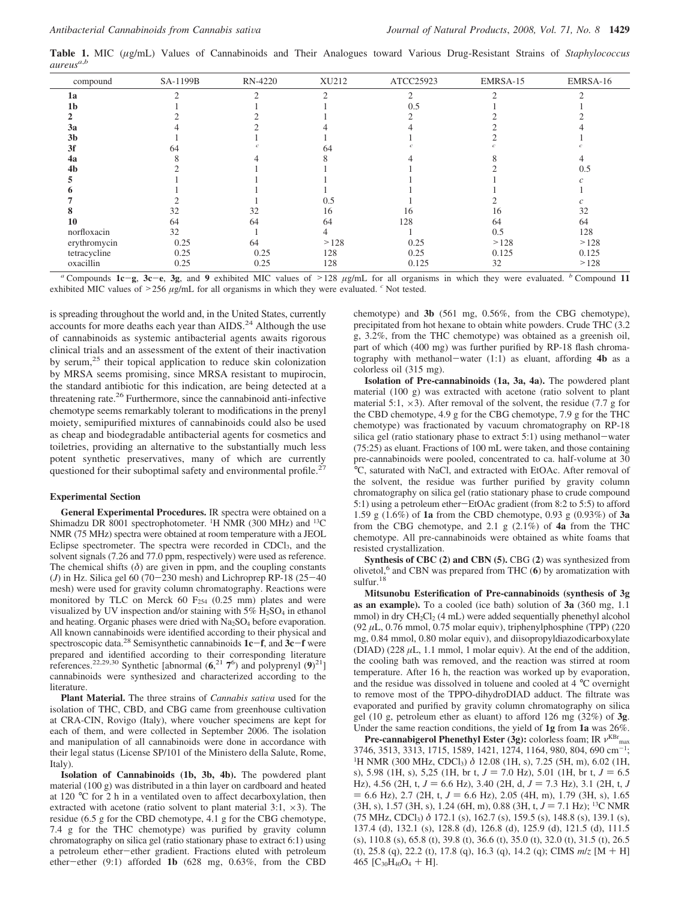**Table 1.** MIC (μg/mL) Values of Cannabinoids and Their Analogues toward Various Drug-Resistant Strains of *Staphylococcus aureus*[a,b]

| compound | SA-1199B | RN-4220 | XU212 | ATCC25923 | EMRSA-15 | EMRSA-16 |
|---|---|---|---|---|---|---|
| **1a** | 2 | 2 | 2 | 2 | 2 | 2 |
| **1b** | 1 | 1 | 1 | 0.5 | 1 | 1 |
| **2** | 2 | 2 | 1 | 2 | 2 | 2 |
| **3a** | 4 | 2 | 4 | 4 | 2 | 4 |
| **3b** | 1 | 1 | 1 | 1 | 2 | 1 |
| **3f** | 64 | [c] | 64 | [c] | [c] | [c] |
| **4a** | 8 | 4 | 8 | 4 | 8 | 4 |
| **4b** | 2 | 1 | 1 | 1 | 2 | 0.5 |
| **5** | 1 | 1 | 1 | 1 | 1 | [c] |
| **6** | 1 | 1 | 1 | 1 | 1 | 1 |
| **7** | 2 | 1 | 0.5 | 1 | 2 | [c] |
| **8** | 32 | 32 | 16 | 16 | 16 | 32 |
| **10** | 64 | 64 | 64 | 128 | 64 | 64 |
| norfloxacin | 32 | 1 | 4 | 1 | 0.5 | 128 |
| erythromycin | 0.25 | 64 | >128 | 0.25 | >128 | >128 |
| tetracycline | 0.25 | 0.25 | 128 | 0.25 | 0.125 | 0.125 |
| oxacillin | 0.25 | 0.25 | 128 | 0.125 | 32 | >128 |

[a] Compounds **1c**–**g**, **3c**–**e**, **3g**, and **9** exhibited MIC values of >128 μg/mL for all organisms in which they were evaluated. [b] Compound **11** exhibited MIC values of >256 μg/mL for all organisms in which they were evaluated. [c] Not tested.

is spreading throughout the world and, in the United States, currently accounts for more deaths each year than AIDS.[24] Although the use of cannabinoids as systemic antibacterial agents awaits rigorous clinical trials and an assessment of the extent of their inactivation by serum,[25] their topical application to reduce skin colonization by MRSA seems promising, since MRSA resistant to mupirocin, the standard antibiotic for this indication, are being detected at a threatening rate.[26] Furthermore, since the cannabinoid anti-infective chemotype seems remarkably tolerant to modifications in the prenyl moiety, semipurified mixtures of cannabinoids could also be used as cheap and biodegradable antibacterial agents for cosmetics and toiletries, providing an alternative to the substantially much less potent synthetic preservatives, many of which are currently questioned for their suboptimal safety and environmental profile.[27]

## Experimental Section

**General Experimental Procedures.** IR spectra were obtained on a Shimadzu DR 8001 spectrophotometer. $^1$H NMR (300 MHz) and $^{13}$C NMR (75 MHz) spectra were obtained at room temperature with a JEOL Eclipse spectrometer. The spectra were recorded in $CDCl_3$, and the solvent signals (7.26 and 77.0 ppm, respectively) were used as reference. The chemical shifts (δ) are given in ppm, and the coupling constants (*J*) in Hz. Silica gel 60 (70–230 mesh) and Lichroprep RP-18 (25–40 mesh) were used for gravity column chromatography. Reactions were monitored by TLC on Merck 60 $F_{254}$ (0.25 mm) plates and were visualized by UV inspection and/or staining with 5% $H_2SO_4$ in ethanol and heating. Organic phases were dried with $Na_2SO_4$ before evaporation. All known cannabinoids were identified according to their physical and spectroscopic data.[28] Semisynthetic cannabinoids **1c**–**f**, and **3c**–**f** were prepared and identified according to their corresponding literature references.[22,29,30] Synthetic [abnormal (**6**,[21] **7**[6]) and polyprenyl (**9**)[21]] cannabinoids were synthesized and characterized according to the literature.

**Plant Material.** The three strains of *Cannabis sativa* used for the isolation of THC, CBD, and CBG came from greenhouse cultivation at CRA-CIN, Rovigo (Italy), where voucher specimens are kept for each of them, and were collected in September 2006. The isolation and manipulation of all cannabinoids were done in accordance with their legal status (License SP/101 of the Ministero della Salute, Rome, Italy).

**Isolation of Cannabinoids (1b, 3b, 4b).** The powdered plant material (100 g) was distributed in a thin layer on cardboard and heated at 120 °C for 2 h in a ventilated oven to affect decarboxylation, then extracted with acetone (ratio solvent to plant material 3:1, ×3). The residue (6.5 g for the CBD chemotype, 4.1 g for the CBG chemotype, 7.4 g for the THC chemotype) was purified by gravity column chromatography on silica gel (ratio stationary phase to extract 6:1) using a petroleum ether–ether gradient. Fractions eluted with petroleum ether–ether (9:1) afforded **1b** (628 mg, 0.63%, from the CBD chemotype) and **3b** (561 mg, 0.56%, from the CBG chemotype), precipitated from hot hexane to obtain white powders. Crude THC (3.2 g, 3.2%, from the THC chemotype) was obtained as a greenish oil, part of which (400 mg) was further purified by RP-18 flash chromatography with methanol–water (1:1) as eluant, affording **4b** as a colorless oil (315 mg).

**Isolation of Pre-cannabinoids (1a, 3a, 4a).** The powdered plant material (100 g) was extracted with acetone (ratio solvent to plant material 5:1, ×3). After removal of the solvent, the residue (7.7 g for the CBD chemotype, 4.9 g for the CBG chemotype, 7.9 g for the THC chemotype) was fractionated by vacuum chromatography on RP-18 silica gel (ratio stationary phase to extract 5:1) using methanol–water (75:25) as eluant. Fractions of 100 mL were taken, and those containing pre-cannabinoids were pooled, concentrated to ca. half-volume at 30 °C, saturated with NaCl, and extracted with EtOAc. After removal of the solvent, the residue was further purified by gravity column chromatography on silica gel (ratio stationary phase to crude compound 5:1) using a petroleum ether–EtOAc gradient (from 8:2 to 5:5) to afford 1.59 g (1.6%) of **1a** from the CBD chemotype, 0.93 g (0.93%) of **3a** from the CBG chemotype, and 2.1 g (2.1%) of **4a** from the THC chemotype. All pre-cannabinoids were obtained as white foams that resisted crystallization.

**Synthesis of CBC (2) and CBN (5).** CBG (**2**) was synthesized from olivetol,[6] and CBN was prepared from THC (**6**) by aromatization with sulfur.[18]

**Mitsunobu Esterification of Pre-cannabinoids (synthesis of 3g as an example).** To a cooled (ice bath) solution of **3a** (360 mg, 1.1 mmol) in dry $CH_2Cl_2$ (4 mL) were added sequentially phenethyl alcohol (92 μL, 0.76 mmol, 0.75 molar equiv), triphenylphosphine (TPP) (220 mg, 0.84 mmol, 0.80 molar equiv), and diisopropyldiazodicarboxylate (DIAD) (228 μL, 1.1 mmol, 1 molar equiv). At the end of the addition, the cooling bath was removed, and the reaction was stirred at room temperature. After 16 h, the reaction was worked up by evaporation, and the residue was dissolved in toluene and cooled at 4 °C overnight to remove most of the TPPO-dihydroDIAD adduct. The filtrate was evaporated and purified by gravity column chromatography on silica gel (10 g, petroleum ether as eluant) to afford 126 mg (32%) of **3g**. Under the same reaction conditions, the yield of **1g** from **1a** was 26%.

**Pre-cannabigerol Phenethyl Ester (3g):** colorless foam; IR $\nu^{KBr}_{max}$ 3746, 3513, 3313, 1715, 1589, 1421, 1274, 1164, 980, 804, 690 cm$^{-1}$; $^1$H NMR (300 MHz, $CDCl_3$) δ 12.08 (1H, s), 7.25 (5H, m), 6.02 (1H, s), 5.98 (1H, s), 5,25 (1H, br t, *J* = 7.0 Hz), 5.01 (1H, br t, *J* = 6.5 Hz), 4.56 (2H, t, *J* = 6.6 Hz), 3.40 (2H, d, *J* = 7.3 Hz), 3.1 (2H, t, *J* = 6.6 Hz), 2.7 (2H, t, *J* = 6.6 Hz), 2.05 (4H, m), 1.79 (3H, s), 1.65 (3H, s), 1.57 (3H, s), 1.24 (6H, m), 0.88 (3H, t, *J* = 7.1 Hz); $^{13}$C NMR (75 MHz, $CDCl_3$) δ 172.1 (s), 162.7 (s), 159.5 (s), 148.8 (s), 139.1 (s), 137.4 (d), 132.1 (s), 128.8 (d), 126.8 (d), 125.9 (d), 121.5 (d), 111.5 (s), 110.8 (s), 65.8 (t), 39.8 (t), 36.6 (t), 35.0 (t), 32.0 (t), 31.5 (t), 26.5 (t), 25.8 (q), 22.2 (t), 17.8 (q), 16.3 (q), 14.2 (q); CIMS *m/z* [M + H] 465 [$C_{30}H_{40}O_4$ + H].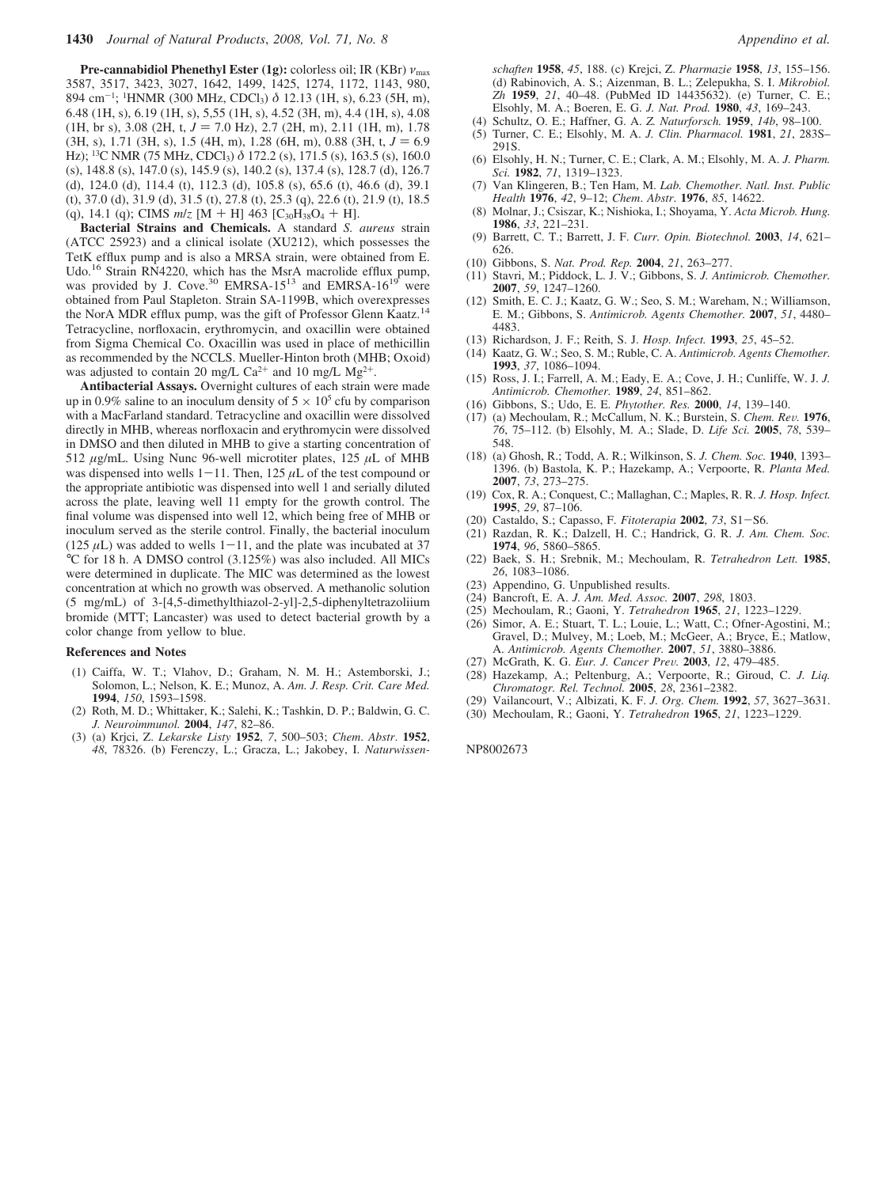**Pre-cannabidiol Phenethyl Ester (1g):** colorless oil; IR (KBr) $\nu_{max}$ 3587, 3517, 3423, 3027, 1642, 1499, 1425, 1274, 1172, 1143, 980, 894 cm$^{-1}$; $^1$HNMR (300 MHz, $CDCl_3$) $\delta$ 12.13 (1H, s), 6.23 (5H, m), 6.48 (1H, s), 6.19 (1H, s), 5,55 (1H, s), 4.52 (3H, m), 4.4 (1H, s), 4.08 (1H, br s), 3.08 (2H, t, $J$ = 7.0 Hz), 2.7 (2H, m), 2.11 (1H, m), 1.78 (3H, s), 1.71 (3H, s), 1.5 (4H, m), 1.28 (6H, m), 0.88 (3H, t, $J$ = 6.9 Hz); $^{13}$C NMR (75 MHz, $CDCl_3$) $\delta$ 172.2 (s), 171.5 (s), 163.5 (s), 160.0 (s), 148.8 (s), 147.0 (s), 145.9 (s), 140.2 (s), 137.4 (s), 128.7 (d), 126.7 (d), 124.0 (d), 114.4 (t), 112.3 (d), 105.8 (s), 65.6 (t), 46.6 (d), 39.1 (t), 37.0 (d), 31.9 (d), 31.5 (t), 27.8 (t), 25.3 (q), 22.6 (t), 21.9 (t), 18.5 (q), 14.1 (q); CIMS $m/z$ [M + H] 463 [$C_{30}H_{38}O_4$ + H].

**Bacterial Strains and Chemicals.** A standard *S. aureus* strain (ATCC 25923) and a clinical isolate (XU212), which possesses the TetK efflux pump and is also a MRSA strain, were obtained from E. Udo.[16] Strain RN4220, which has the MsrA macrolide efflux pump, was provided by J. Cove.[30] EMRSA-15[13] and EMRSA-16[19] were obtained from Paul Stapleton. Strain SA-1199B, which overexpresses the NorA MDR efflux pump, was the gift of Professor Glenn Kaatz.[14] Tetracycline, norfloxacin, erythromycin, and oxacillin were obtained from Sigma Chemical Co. Oxacillin was used in place of methicillin as recommended by the NCCLS. Mueller-Hinton broth (MHB; Oxoid) was adjusted to contain 20 mg/L $Ca^{2+}$ and 10 mg/L $Mg^{2+}$.

**Antibacterial Assays.** Overnight cultures of each strain were made up in 0.9% saline to an inoculum density of $5 \times 10^5$ cfu by comparison with a MacFarland standard. Tetracycline and oxacillin were dissolved directly in MHB, whereas norfloxacin and erythromycin were dissolved in DMSO and then diluted in MHB to give a starting concentration of 512 $\mu$g/mL. Using Nunc 96-well microtiter plates, 125 $\mu$L of MHB was dispensed into wells 1−11. Then, 125 $\mu$L of the test compound or the appropriate antibiotic was dispensed into well 1 and serially diluted across the plate, leaving well 11 empty for the growth control. The final volume was dispensed into well 12, which being free of MHB or inoculum served as the sterile control. Finally, the bacterial inoculum (125 $\mu$L) was added to wells 1−11, and the plate was incubated at 37 °C for 18 h. A DMSO control (3.125%) was also included. All MICs were determined in duplicate. The MIC was determined as the lowest concentration at which no growth was observed. A methanolic solution (5 mg/mL) of 3-[4,5-dimethylthiazol-2-yl]-2,5-diphenyltetrazoliium bromide (MTT; Lancaster) was used to detect bacterial growth by a color change from yellow to blue.

## References and Notes

(1) Caiffa, W. T.; Vlahov, D.; Graham, N. M. H.; Astemborski, J.; Solomon, L.; Nelson, K. E.; Munoz, A. *Am. J. Resp. Crit. Care Med.* **1994**, *150*, 1593–1598.
(2) Roth, M. D.; Whittaker, K.; Salehi, K.; Tashkin, D. P.; Baldwin, G. C. *J. Neuroimmunol.* **2004**, *147*, 82–86.
(3) (a) Krjci, Z. *Lekarske Listy* **1952**, *7*, 500–503; *Chem. Abstr.* **1952**, *48*, 78326. (b) Ferenczy, L.; Gracza, L.; Jakobey, I. *Naturwissenschaften* **1958**, *45*, 188. (c) Krejci, Z. *Pharmazie* **1958**, *13*, 155–156. (d) Rabinovich, A. S.; Aizenman, B. L.; Zelepukha, S. I. *Mikrobiol. Zh* **1959**, *21*, 40–48. (PubMed ID 14435632). (e) Turner, C. E.; Elsohly, M. A.; Boeren, E. G. *J. Nat. Prod.* **1980**, *43*, 169–243.
(4) Schultz, O. E.; Haffner, G. A. *Z. Naturforsch.* **1959**, *14b*, 98–100.
(5) Turner, C. E.; Elsohly, M. A. *J. Clin. Pharmacol.* **1981**, *21*, 283S–291S.
(6) Elsohly, H. N.; Turner, C. E.; Clark, A. M.; Elsohly, M. A. *J. Pharm. Sci.* **1982**, *71*, 1319–1323.
(7) Van Klingeren, B.; Ten Ham, M. *Lab. Chemother. Natl. Inst. Public Health* **1976**, *42*, 9–12; *Chem. Abstr.* **1976**, *85*, 14622.
(8) Molnar, J.; Csiszar, K.; Nishioka, I.; Shoyama, Y. *Acta Microb. Hung.* **1986**, *33*, 221–231.
(9) Barrett, C. T.; Barrett, J. F. *Curr. Opin. Biotechnol.* **2003**, *14*, 621–626.
(10) Gibbons, S. *Nat. Prod. Rep.* **2004**, *21*, 263–277.
(11) Stavri, M.; Piddock, L. J. V.; Gibbons, S. *J. Antimicrob. Chemother.* **2007**, *59*, 1247–1260.
(12) Smith, E. C. J.; Kaatz, G. W.; Seo, S. M.; Wareham, N.; Williamson, E. M.; Gibbons, S. *Antimicrob. Agents Chemother.* **2007**, *51*, 4480–4483.
(13) Richardson, J. F.; Reith, S. J. *Hosp. Infect.* **1993**, *25*, 45–52.
(14) Kaatz, G. W.; Seo, S. M.; Ruble, C. A. *Antimicrob. Agents Chemother.* **1993**, *37*, 1086–1094.
(15) Ross, J. I.; Farrell, A. M.; Eady, E. A.; Cove, J. H.; Cunliffe, W. J. *J. Antimicrob. Chemother.* **1989**, *24*, 851–862.
(16) Gibbons, S.; Udo, E. E. *Phytother. Res.* **2000**, *14*, 139–140.
(17) (a) Mechoulam, R.; McCallum, N. K.; Burstein, S. *Chem. Rev.* **1976**, *76*, 75–112. (b) Elsohly, M. A.; Slade, D. *Life Sci.* **2005**, *78*, 539–548.
(18) (a) Ghosh, R.; Todd, A. R.; Wilkinson, S. *J. Chem. Soc.* **1940**, 1393–1396. (b) Bastola, K. P.; Hazekamp, A.; Verpoorte, R. *Planta Med.* **2007**, *73*, 273–275.
(19) Cox, R. A.; Conquest, C.; Mallaghan, C.; Maples, R. R. *J. Hosp. Infect.* **1995**, *29*, 87–106.
(20) Castaldo, S.; Capasso, F. *Fitoterapia* **2002**, *73*, S1−S6.
(21) Razdan, R. K.; Dalzell, H. C.; Handrick, G. R. *J. Am. Chem. Soc.* **1974**, *96*, 5860–5865.
(22) Baek, S. H.; Srebnik, M.; Mechoulam, R. *Tetrahedron Lett.* **1985**, *26*, 1083–1086.
(23) Appendino, G. Unpublished results.
(24) Bancroft, E. A. *J. Am. Med. Assoc.* **2007**, *298*, 1803.
(25) Mechoulam, R.; Gaoni, Y. *Tetrahedron* **1965**, *21*, 1223–1229.
(26) Simor, A. E.; Stuart, T. L.; Louie, L.; Watt, C.; Ofner-Agostini, M.; Gravel, D.; Mulvey, M.; Loeb, M.; McGeer, A.; Bryce, E.; Matlow, A. *Antimicrob. Agents Chemother.* **2007**, *51*, 3880–3886.
(27) McGrath, K. G. *Eur. J. Cancer Prev.* **2003**, *12*, 479–485.
(28) Hazekamp, A.; Peltenburg, A.; Verpoorte, R.; Giroud, C. *J. Liq. Chromatogr. Rel. Technol.* **2005**, *28*, 2361–2382.
(29) Vailancourt, V.; Albizati, K. F. *J. Org. Chem.* **1992**, *57*, 3627–3631.
(30) Mechoulam, R.; Gaoni, Y. *Tetrahedron* **1965**, *21*, 1223–1229.

NP8002673